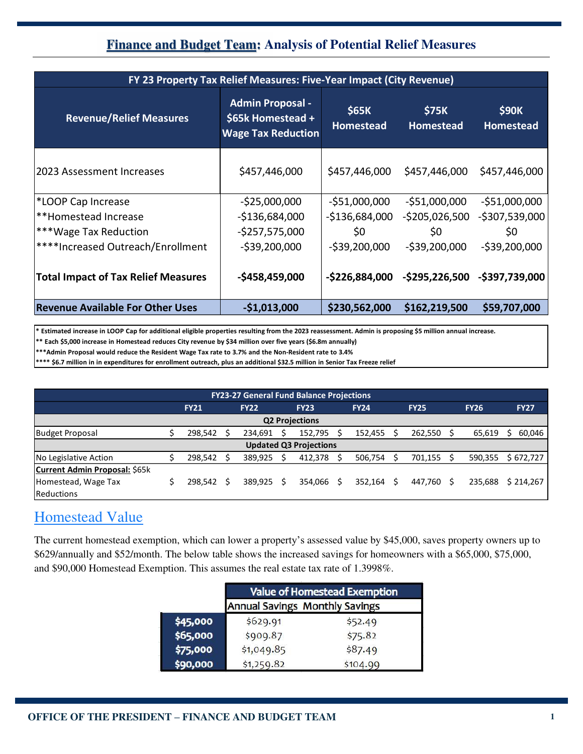## Finance and Budget Team: Analysis of Potential Relief Measures

| FY 23 Property Tax Relief Measures: Five-Year Impact (City Revenue) | | | | |
|---|---|---|---|---|
| **Revenue/Relief Measures** | **Admin Proposal - $65k Homestead + Wage Tax Reduction** | **$65K Homestead** | **$75K Homestead** | **$90K Homestead** |
| 2023 Assessment Increases | $457,446,000 | $457,446,000 | $457,446,000 | $457,446,000 |
| *LOOP Cap Increase | -$25,000,000 | -$51,000,000 | -$51,000,000 | -$51,000,000 |
| **Homestead Increase | -$136,684,000 | -$136,684,000 | -$205,026,500 | -$307,539,000 |
| ***Wage Tax Reduction | -$257,575,000 | $0 | $0 | $0 |
| ****Increased Outreach/Enrollment | -$39,200,000 | -$39,200,000 | -$39,200,000 | -$39,200,000 |
| **Total Impact of Tax Relief Measures** | **-$458,459,000** | **-$226,884,000** | **-$295,226,500** | **-$397,739,000** |
| **Revenue Available For Other Uses** | **-$1,013,000** | **$230,562,000** | **$162,219,500** | **$59,707,000** |

* Estimated increase in LOOP Cap for additional eligible properties resulting from the 2023 reassessment. Admin is proposing $5 million annual increase.
** Each $5,000 increase in Homestead reduces City revenue by $34 million over five years ($6.8m annually)
***Admin Proposal would reduce the Resident Wage Tax rate to 3.7% and the Non-Resident rate to 3.4%
**** $6.7 million in in expenditures for enrollment outreach, plus an additional $32.5 million in Senior Tax Freeze relief

| FY23-27 General Fund Balance Projections | | | | | | | |
|---|---|---|---|---|---|---|---|
| | **FY21** | **FY22** | **FY23** | **FY24** | **FY25** | **FY26** | **FY27** |
| **Q2 Projections** | | | | | | | |
| Budget Proposal | $ 298,542 | $ 234,691 | $ 152,795 | $ 152,455 | $ 262,550 | $ 65,619 | $ 60,046 |
| **Updated Q3 Projections** | | | | | | | |
| No Legislative Action | $ 298,542 | $ 389,925 | $ 412,378 | $ 506,754 | $ 701,155 | $ 590,355 | $ 672,727 |
| **Current Admin Proposal:** $65k Homestead, Wage Tax Reductions | $ 298,542 | $ 389,925 | $ 354,066 | $ 352,164 | $ 447,760 | $ 235,688 | $ 214,267 |

## Homestead Value

The current homestead exemption, which can lower a property's assessed value by $45,000, saves property owners up to $629/annually and $52/month. The below table shows the increased savings for homeowners with a $65,000, $75,000, and $90,000 Homestead Exemption. This assumes the real estate tax rate of 1.3998%.

| | Value of Homestead Exemption | |
|---|---|---|
| | Annual Savings | Monthly Savings |
| **$45,000** | $629.91 | $52.49 |
| **$65,000** | $909.87 | $75.82 |
| **$75,000** | $1,049.85 | $87.49 |
| **$90,000** | $1,259.82 | $104.99 |

OFFICE OF THE PRESIDENT – FINANCE AND BUDGET TEAM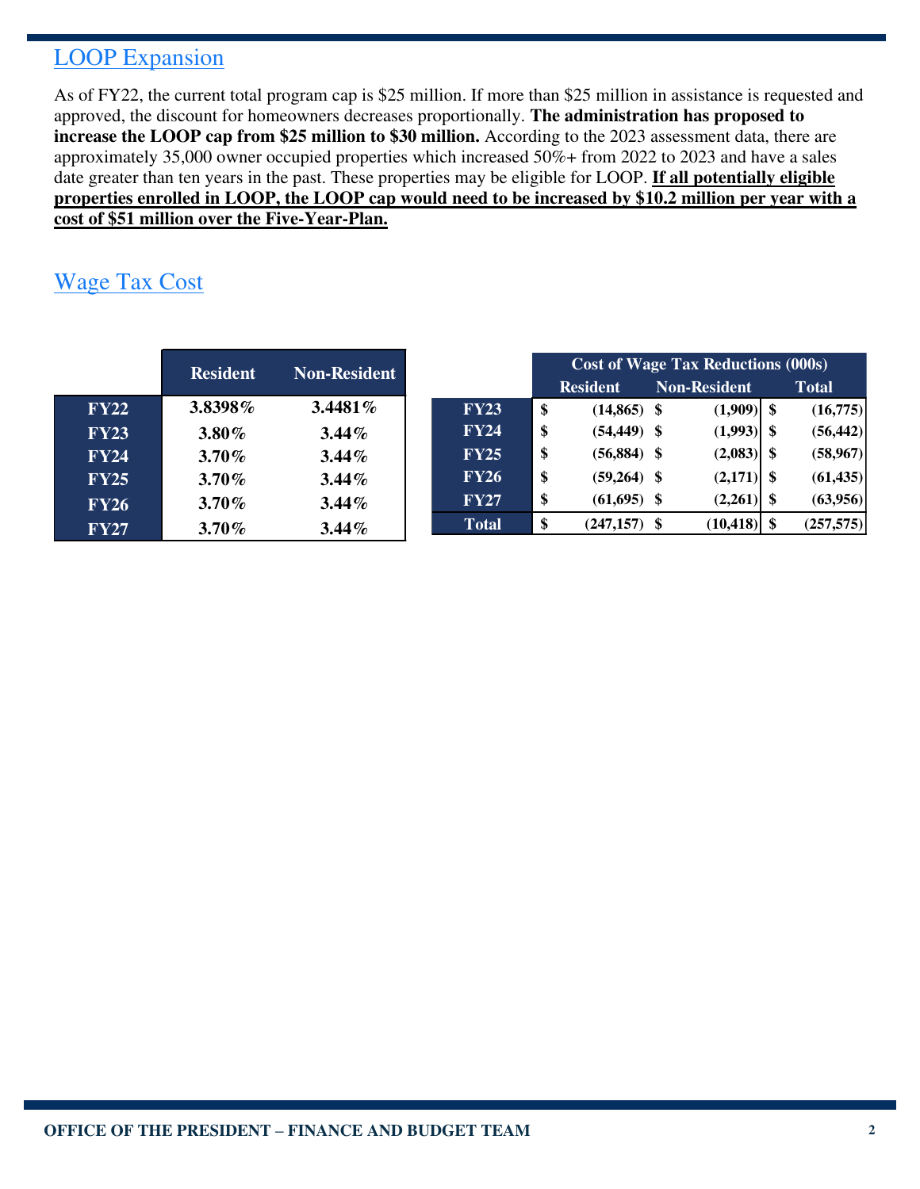## LOOP Expansion

As of FY22, the current total program cap is $25 million. If more than $25 million in assistance is requested and approved, the discount for homeowners decreases proportionally. **The administration has proposed to increase the LOOP cap from $25 million to $30 million.** According to the 2023 assessment data, there are approximately 35,000 owner occupied properties which increased 50%+ from 2022 to 2023 and have a sales date greater than ten years in the past. These properties may be eligible for LOOP. **<u>If all potentially eligible properties enrolled in LOOP, the LOOP cap would need to be increased by $10.2 million per year with a cost of $51 million over the Five-Year-Plan.</u>**

## Wage Tax Cost

| | Resident | Non-Resident |
|---|---|---|
| **FY22** | **3.8398%** | **3.4481%** |
| **FY23** | **3.80%** | **3.44%** |
| **FY24** | **3.70%** | **3.44%** |
| **FY25** | **3.70%** | **3.44%** |
| **FY26** | **3.70%** | **3.44%** |
| **FY27** | **3.70%** | **3.44%** |

| | Cost of Wage Tax Reductions (000s) | | |
|---|---|---|---|
| | **Resident** | **Non-Resident** | **Total** |
| **FY23** | **$ (14,865)** | **$ (1,909)** | **$ (16,775)** |
| **FY24** | **$ (54,449)** | **$ (1,993)** | **$ (56,442)** |
| **FY25** | **$ (56,884)** | **$ (2,083)** | **$ (58,967)** |
| **FY26** | **$ (59,264)** | **$ (2,171)** | **$ (61,435)** |
| **FY27** | **$ (61,695)** | **$ (2,261)** | **$ (63,956)** |
| **Total** | **$ (247,157)** | **$ (10,418)** | **$ (257,575)** |